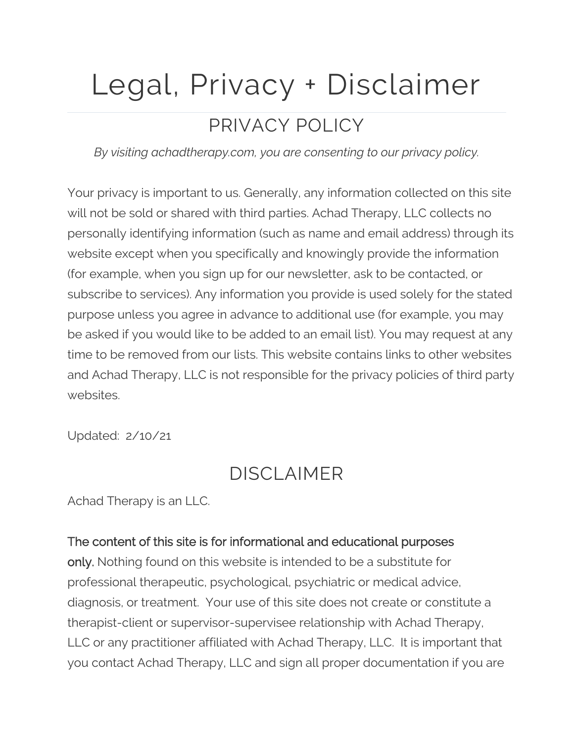# Legal, Privacy + Disclaimer

## PRIVACY POLICY

*By visiting achadtherapy.com, you are consenting to our privacy policy.*

Your privacy is important to us. Generally, any information collected on this site will not be sold or shared with third parties. Achad Therapy, LLC collects no personally identifying information (such as name and email address) through its website except when you specifically and knowingly provide the information (for example, when you sign up for our newsletter, ask to be contacted, or subscribe to services). Any information you provide is used solely for the stated purpose unless you agree in advance to additional use (for example, you may be asked if you would like to be added to an email list). You may request at any time to be removed from our lists. This website contains links to other websites and Achad Therapy, LLC is not responsible for the privacy policies of third party websites.

Updated: 2/10/21

## DISCLAIMER

Achad Therapy is an LLC.

**The content of this site is for informational and educational purposes only.** Nothing found on this website is intended to be a substitute for professional therapeutic, psychological, psychiatric or medical advice, diagnosis, or treatment. Your use of this site does not create or constitute a therapist-client or supervisor-supervisee relationship with Achad Therapy, LLC or any practitioner affiliated with Achad Therapy, LLC. It is important that you contact Achad Therapy, LLC and sign all proper documentation if you are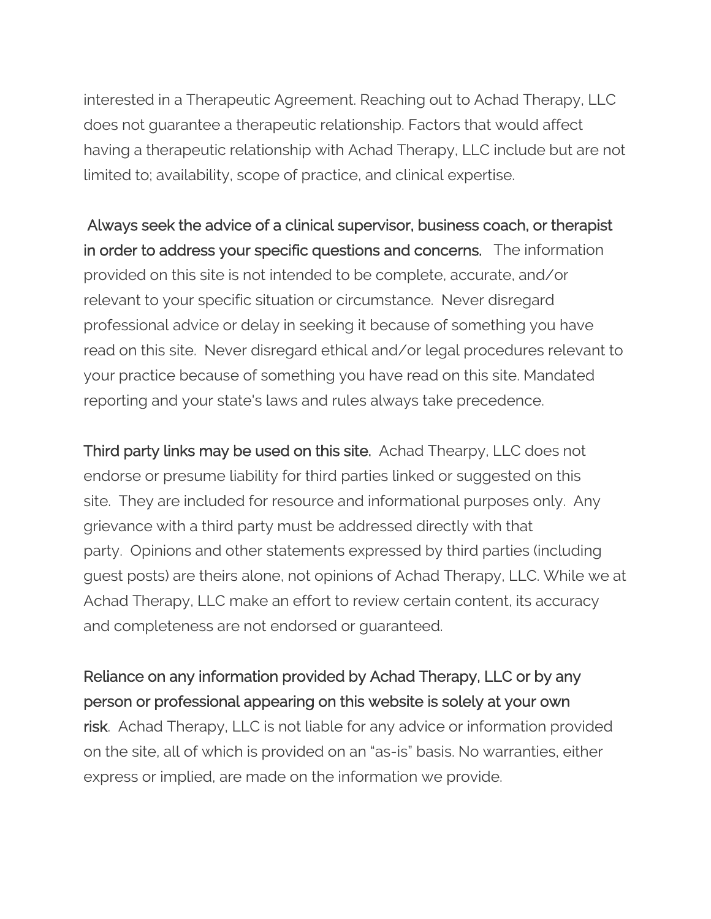interested in a Therapeutic Agreement. Reaching out to Achad Therapy, LLC does not guarantee a therapeutic relationship. Factors that would affect having a therapeutic relationship with Achad Therapy, LLC include but are not limited to; availability, scope of practice, and clinical expertise.

**Always seek the advice of a clinical supervisor, business coach, or therapist in order to address your specific questions and concerns.** The information provided on this site is not intended to be complete, accurate, and/or relevant to your specific situation or circumstance. Never disregard professional advice or delay in seeking it because of something you have read on this site. Never disregard ethical and/or legal procedures relevant to your practice because of something you have read on this site. Mandated reporting and your state's laws and rules always take precedence.

**Third party links may be used on this site.** Achad Thearpy, LLC does not endorse or presume liability for third parties linked or suggested on this site. They are included for resource and informational purposes only. Any grievance with a third party must be addressed directly with that party. Opinions and other statements expressed by third parties (including guest posts) are theirs alone, not opinions of Achad Therapy, LLC. While we at Achad Therapy, LLC make an effort to review certain content, its accuracy and completeness are not endorsed or guaranteed.

**Reliance on any information provided by Achad Therapy, LLC or by any person or professional appearing on this website is solely at your own risk**. Achad Therapy, LLC is not liable for any advice or information provided on the site, all of which is provided on an "as-is" basis. No warranties, either express or implied, are made on the information we provide.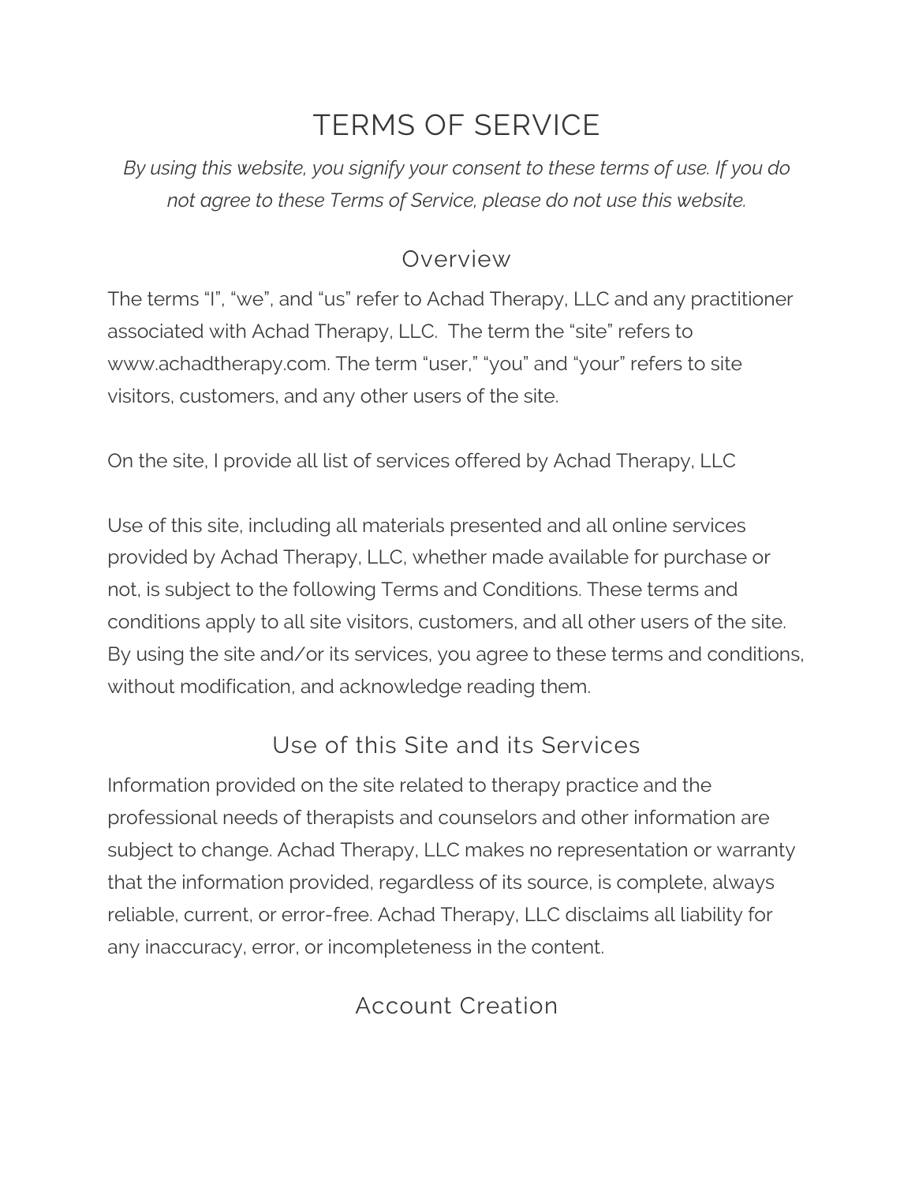# TERMS OF SERVICE

*By using this website, you signify your consent to these terms of use. If you do not agree to these Terms of Service, please do not use this website.*

## Overview

The terms "I", "we", and "us" refer to Achad Therapy, LLC and any practitioner associated with Achad Therapy, LLC. The term the "site" refers to www.achadtherapy.com. The term "user," "you" and "your" refers to site visitors, customers, and any other users of the site.

On the site, I provide all list of services offered by Achad Therapy, LLC

Use of this site, including all materials presented and all online services provided by Achad Therapy, LLC, whether made available for purchase or not, is subject to the following Terms and Conditions. These terms and conditions apply to all site visitors, customers, and all other users of the site. By using the site and/or its services, you agree to these terms and conditions, without modification, and acknowledge reading them.

## Use of this Site and its Services

Information provided on the site related to therapy practice and the professional needs of therapists and counselors and other information are subject to change. Achad Therapy, LLC makes no representation or warranty that the information provided, regardless of its source, is complete, always reliable, current, or error-free. Achad Therapy, LLC disclaims all liability for any inaccuracy, error, or incompleteness in the content.

## Account Creation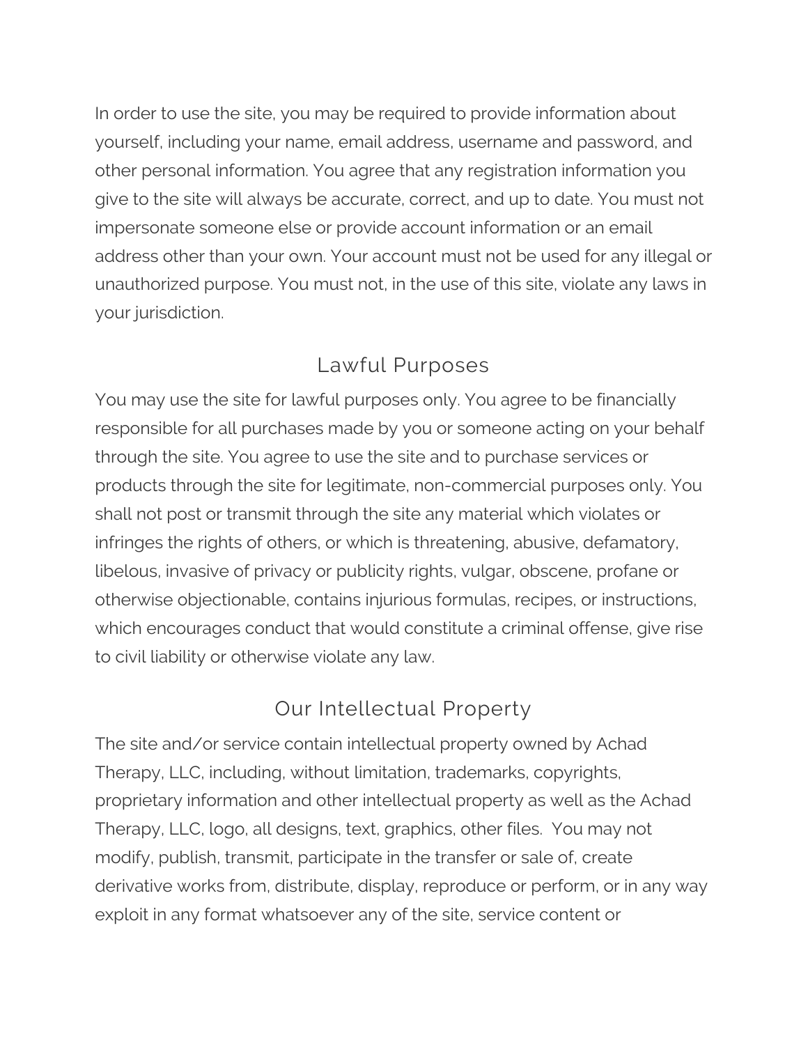In order to use the site, you may be required to provide information about yourself, including your name, email address, username and password, and other personal information. You agree that any registration information you give to the site will always be accurate, correct, and up to date. You must not impersonate someone else or provide account information or an email address other than your own. Your account must not be used for any illegal or unauthorized purpose. You must not, in the use of this site, violate any laws in your jurisdiction.

## Lawful Purposes

You may use the site for lawful purposes only. You agree to be financially responsible for all purchases made by you or someone acting on your behalf through the site. You agree to use the site and to purchase services or products through the site for legitimate, non-commercial purposes only. You shall not post or transmit through the site any material which violates or infringes the rights of others, or which is threatening, abusive, defamatory, libelous, invasive of privacy or publicity rights, vulgar, obscene, profane or otherwise objectionable, contains injurious formulas, recipes, or instructions, which encourages conduct that would constitute a criminal offense, give rise to civil liability or otherwise violate any law.

## Our Intellectual Property

The site and/or service contain intellectual property owned by Achad Therapy, LLC, including, without limitation, trademarks, copyrights, proprietary information and other intellectual property as well as the Achad Therapy, LLC, logo, all designs, text, graphics, other files. You may not modify, publish, transmit, participate in the transfer or sale of, create derivative works from, distribute, display, reproduce or perform, or in any way exploit in any format whatsoever any of the site, service content or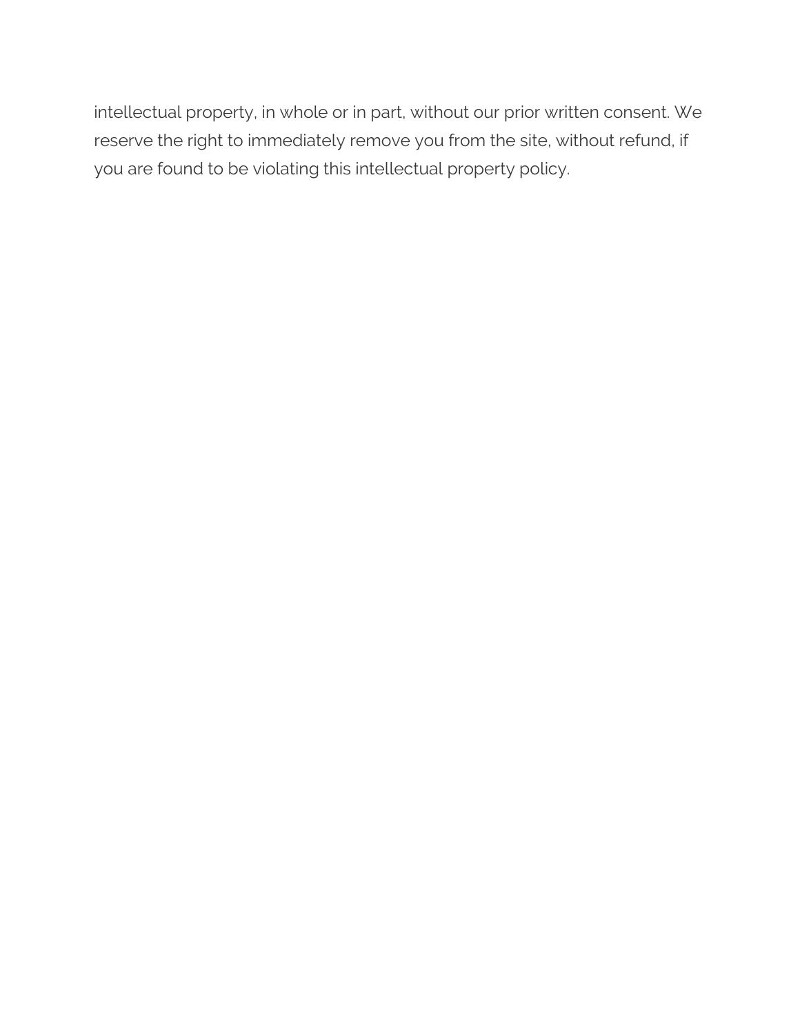intellectual property, in whole or in part, without our prior written consent. We reserve the right to immediately remove you from the site, without refund, if you are found to be violating this intellectual property policy.